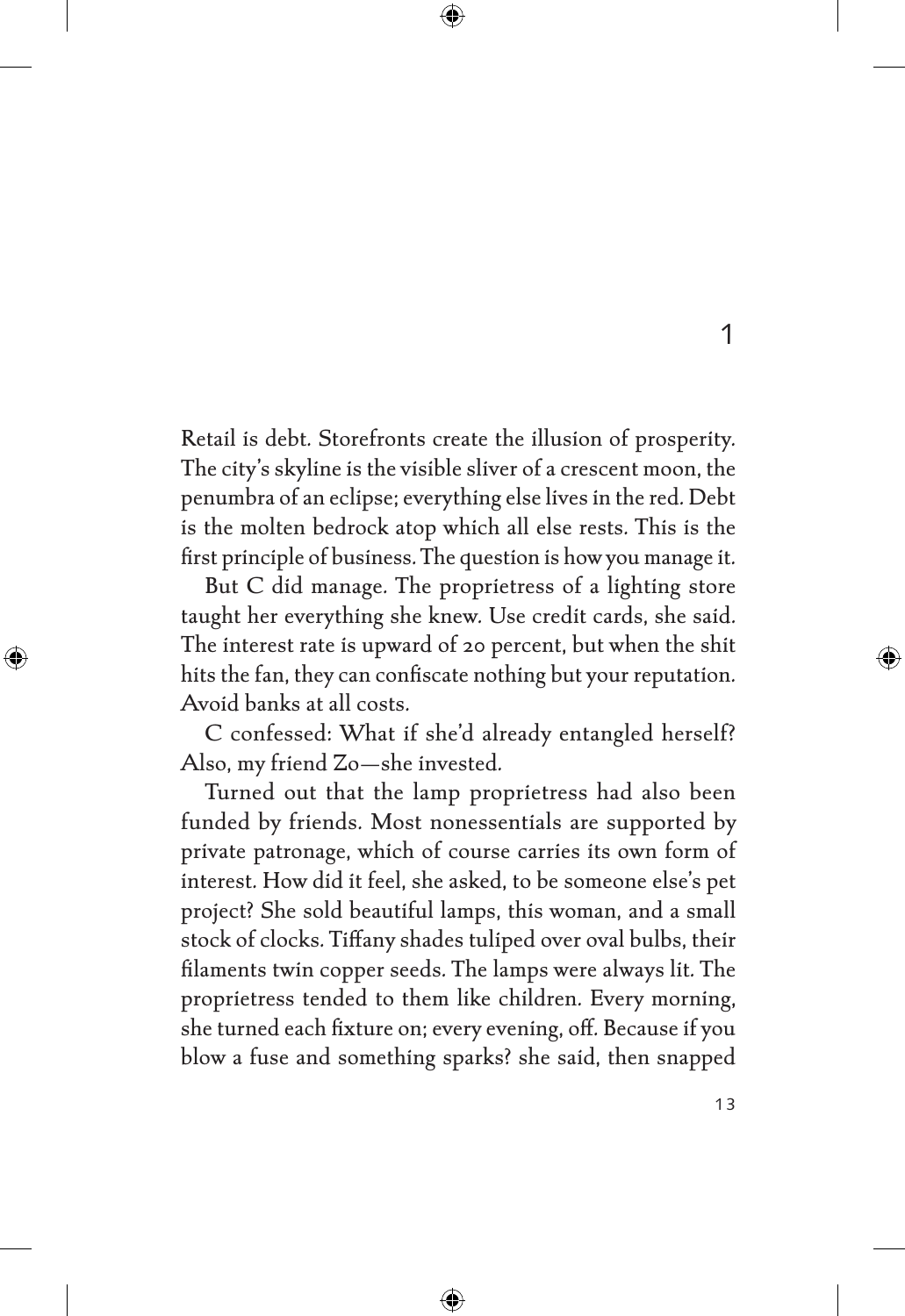# 1

Retail is debt. Storefronts create the illusion of prosperity. The city's skyline is the visible sliver of a crescent moon, the penumbra of an eclipse; everything else lives in the red. Debt is the molten bedrock atop which all else rests. This is the first principle of business. The question is how you manage it.

But C did manage. The proprietress of a lighting store taught her everything she knew. Use credit cards, she said. The interest rate is upward of 20 percent, but when the shit hits the fan, they can confiscate nothing but your reputation. Avoid banks at all costs.

C confessed: What if she'd already entangled herself? Also, my friend Zo—she invested.

Turned out that the lamp proprietress had also been funded by friends. Most nonessentials are supported by private patronage, which of course carries its own form of interest. How did it feel, she asked, to be someone else's pet project? She sold beautiful lamps, this woman, and a small stock of clocks. Tiffany shades tuliped over oval bulbs, their filaments twin copper seeds. The lamps were always lit. The proprietress tended to them like children. Every morning, she turned each fixture on; every evening, off. Because if you blow a fuse and something sparks? she said, then snapped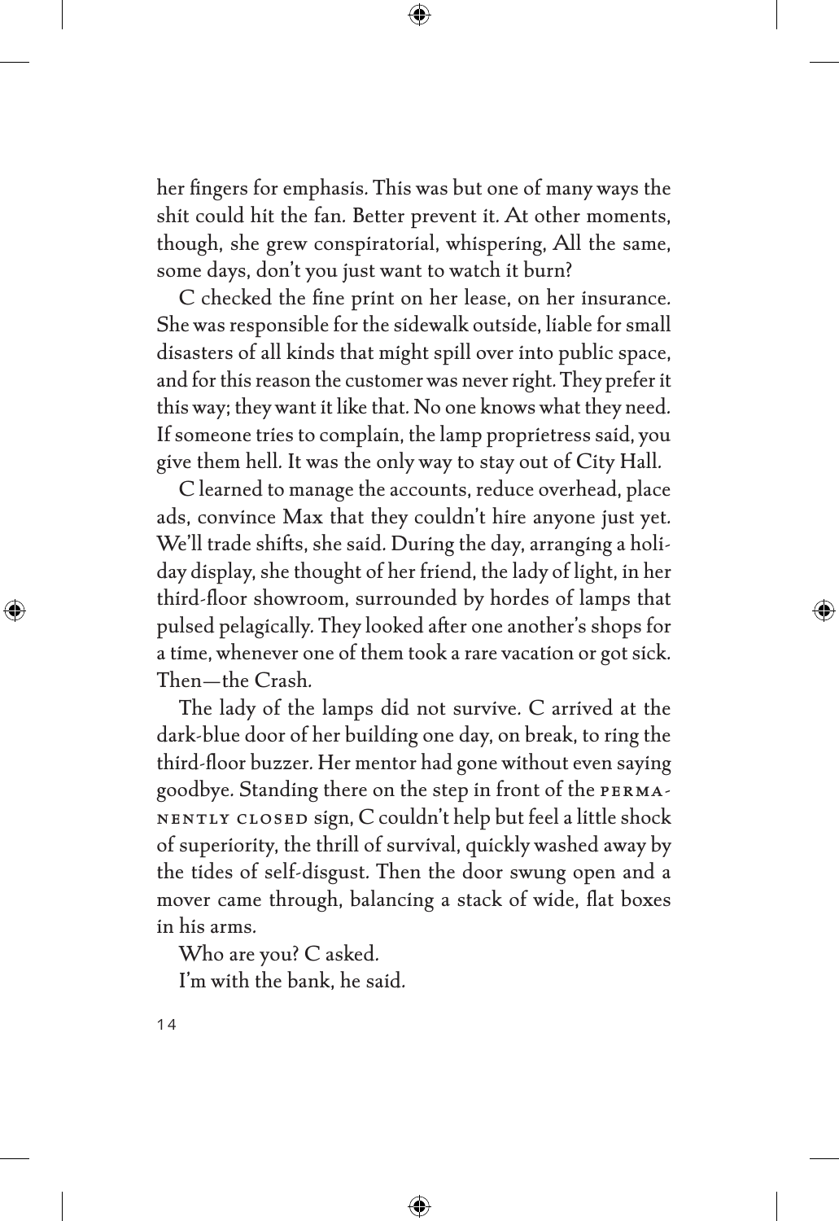her fingers for emphasis. This was but one of many ways the shit could hit the fan. Better prevent it. At other moments, though, she grew conspiratorial, whispering, All the same, some days, don't you just want to watch it burn?

C checked the fine print on her lease, on her insurance. She was responsible for the sidewalk outside, liable for small disasters of all kinds that might spill over into public space, and for this reason the customer was never right. They prefer it this way; they want it like that. No one knows what they need. If someone tries to complain, the lamp proprietress said, you give them hell. It was the only way to stay out of City Hall.

C learned to manage the accounts, reduce overhead, place ads, convince Max that they couldn't hire anyone just yet. We'll trade shifts, she said. During the day, arranging a holiday display, she thought of her friend, the lady of light, in her third-floor showroom, surrounded by hordes of lamps that pulsed pelagically. They looked after one another's shops for a time, whenever one of them took a rare vacation or got sick. Then—the Crash.

The lady of the lamps did not survive. C arrived at the dark-blue door of her building one day, on break, to ring the third-floor buzzer. Her mentor had gone without even saying goodbye. Standing there on the step in front of the PERMANENTLY CLOSED sign, C couldn't help but feel a little shock of superiority, the thrill of survival, quickly washed away by the tides of self-disgust. Then the door swung open and a mover came through, balancing a stack of wide, flat boxes in his arms.

Who are you? C asked.

I'm with the bank, he said.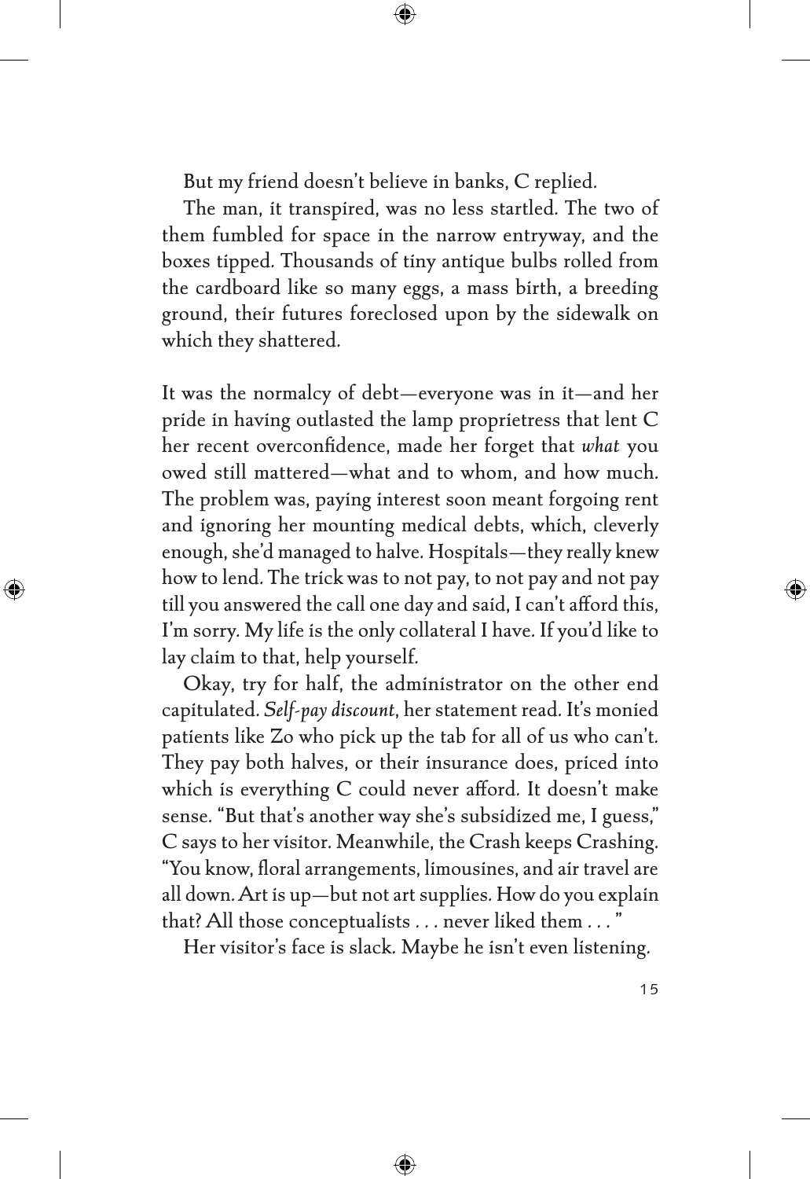But my friend doesn't believe in banks, C replied.

The man, it transpired, was no less startled. The two of them fumbled for space in the narrow entryway, and the boxes tipped. Thousands of tiny antique bulbs rolled from the cardboard like so many eggs, a mass birth, a breeding ground, their futures foreclosed upon by the sidewalk on which they shattered.

It was the normalcy of debt—everyone was in it—and her pride in having outlasted the lamp proprietress that lent C her recent overconfidence, made her forget that *what* you owed still mattered—what and to whom, and how much. The problem was, paying interest soon meant forgoing rent and ignoring her mounting medical debts, which, cleverly enough, she'd managed to halve. Hospitals—they really knew how to lend. The trick was to not pay, to not pay and not pay till you answered the call one day and said, I can't afford this, I'm sorry. My life is the only collateral I have. If you'd like to lay claim to that, help yourself.

Okay, try for half, the administrator on the other end capitulated. *Self-pay discount*, her statement read. It's monied patients like Zo who pick up the tab for all of us who can't. They pay both halves, or their insurance does, priced into which is everything C could never afford. It doesn't make sense. "But that's another way she's subsidized me, I guess," C says to her visitor. Meanwhile, the Crash keeps Crashing. "You know, floral arrangements, limousines, and air travel are all down. Art is up—but not art supplies. How do you explain that? All those conceptualists . . . never liked them . . . "

Her visitor's face is slack. Maybe he isn't even listening.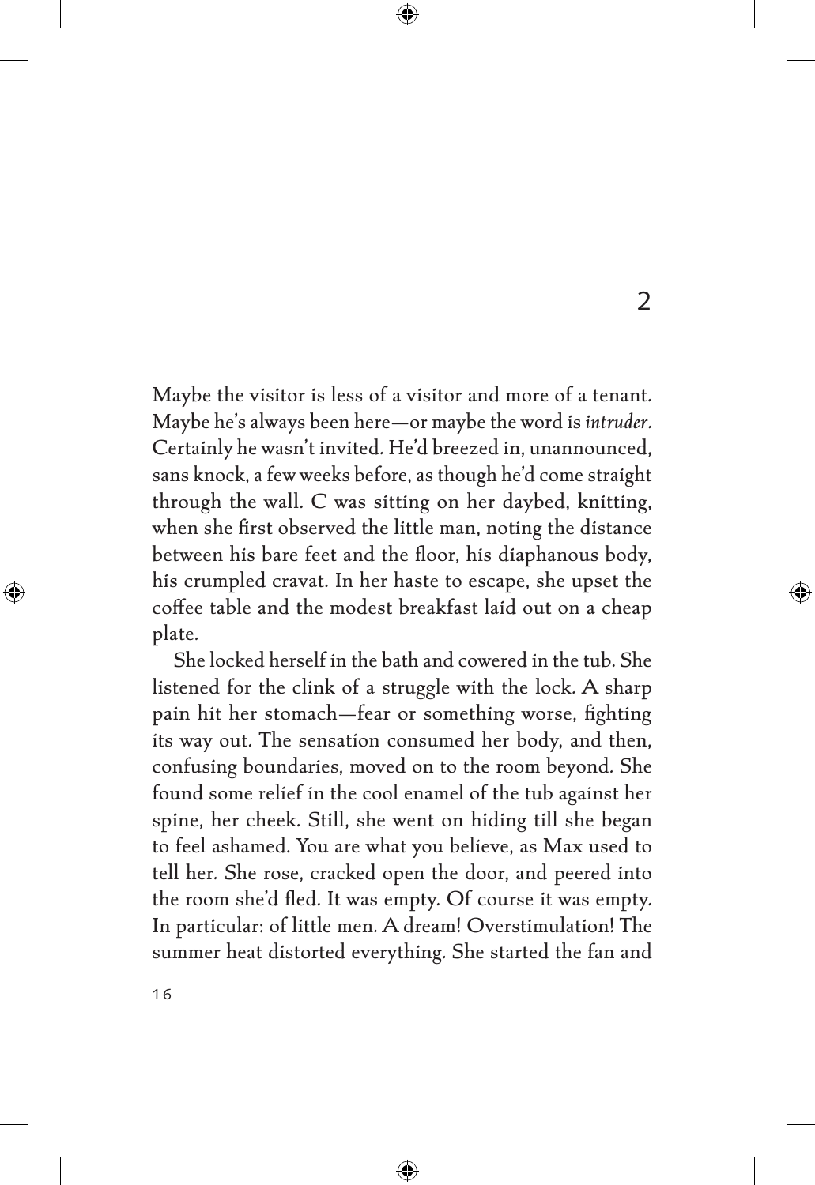## 2

Maybe the visitor is less of a visitor and more of a tenant. Maybe he's always been here—or maybe the word is *intruder*. Certainly he wasn't invited. He'd breezed in, unannounced, sans knock, a few weeks before, as though he'd come straight through the wall. C was sitting on her daybed, knitting, when she first observed the little man, noting the distance between his bare feet and the floor, his diaphanous body, his crumpled cravat. In her haste to escape, she upset the coffee table and the modest breakfast laid out on a cheap plate.

She locked herself in the bath and cowered in the tub. She listened for the clink of a struggle with the lock. A sharp pain hit her stomach—fear or something worse, fighting its way out. The sensation consumed her body, and then, confusing boundaries, moved on to the room beyond. She found some relief in the cool enamel of the tub against her spine, her cheek. Still, she went on hiding till she began to feel ashamed. You are what you believe, as Max used to tell her. She rose, cracked open the door, and peered into the room she'd fled. It was empty. Of course it was empty. In particular: of little men. A dream! Overstimulation! The summer heat distorted everything. She started the fan and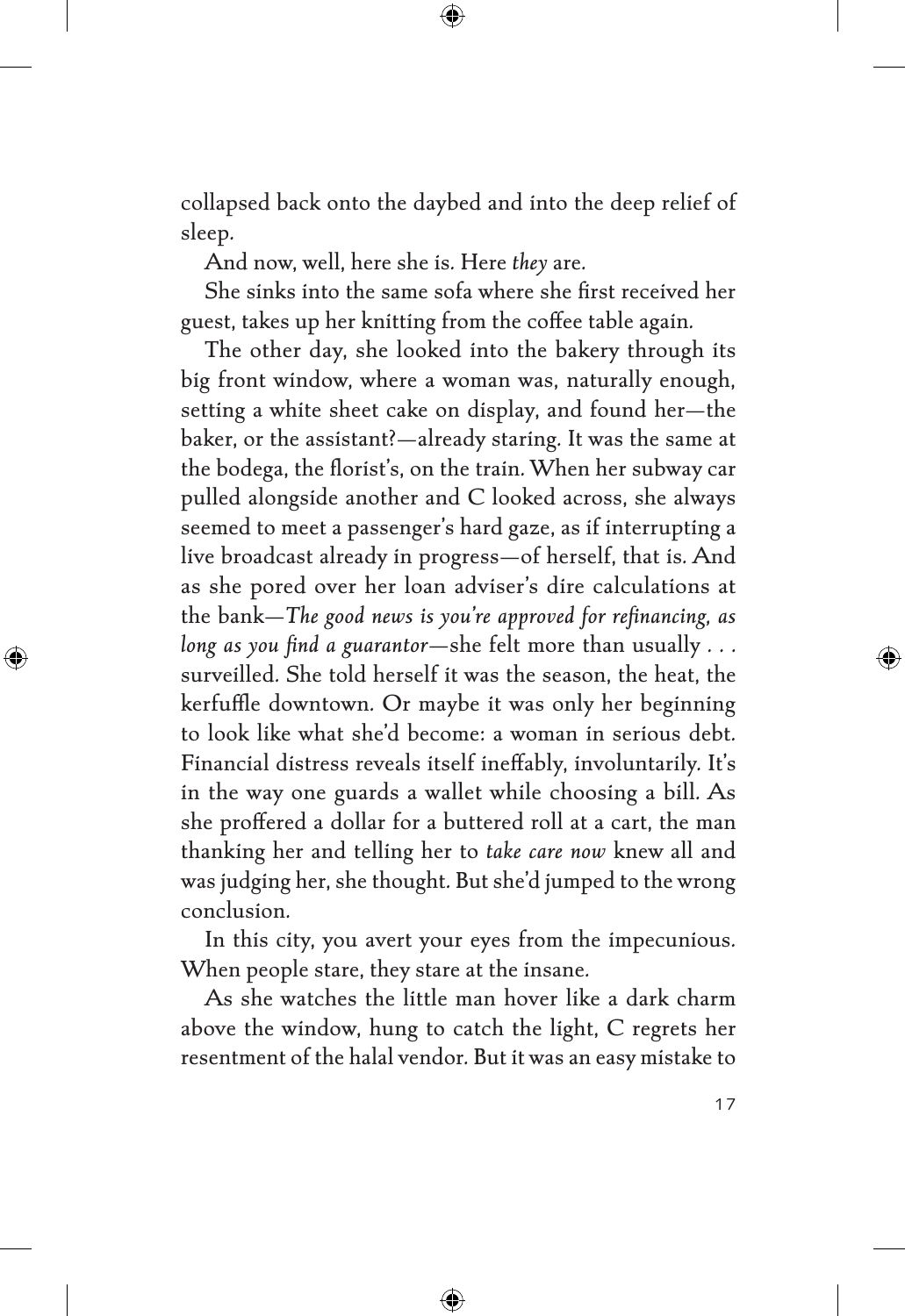collapsed back onto the daybed and into the deep relief of sleep.

And now, well, here she is. Here *they* are.

She sinks into the same sofa where she first received her guest, takes up her knitting from the coffee table again.

The other day, she looked into the bakery through its big front window, where a woman was, naturally enough, setting a white sheet cake on display, and found her—the baker, or the assistant?—already staring. It was the same at the bodega, the florist's, on the train. When her subway car pulled alongside another and C looked across, she always seemed to meet a passenger's hard gaze, as if interrupting a live broadcast already in progress—of herself, that is. And as she pored over her loan adviser's dire calculations at the bank—*The good news is you're approved for refinancing, as long as you find a guarantor*—she felt more than usually . . . surveilled. She told herself it was the season, the heat, the kerfuffle downtown. Or maybe it was only her beginning to look like what she'd become: a woman in serious debt. Financial distress reveals itself ineffably, involuntarily. It's in the way one guards a wallet while choosing a bill. As she proffered a dollar for a buttered roll at a cart, the man thanking her and telling her to *take care now* knew all and was judging her, she thought. But she'd jumped to the wrong conclusion.

In this city, you avert your eyes from the impecunious. When people stare, they stare at the insane.

As she watches the little man hover like a dark charm above the window, hung to catch the light, C regrets her resentment of the halal vendor. But it was an easy mistake to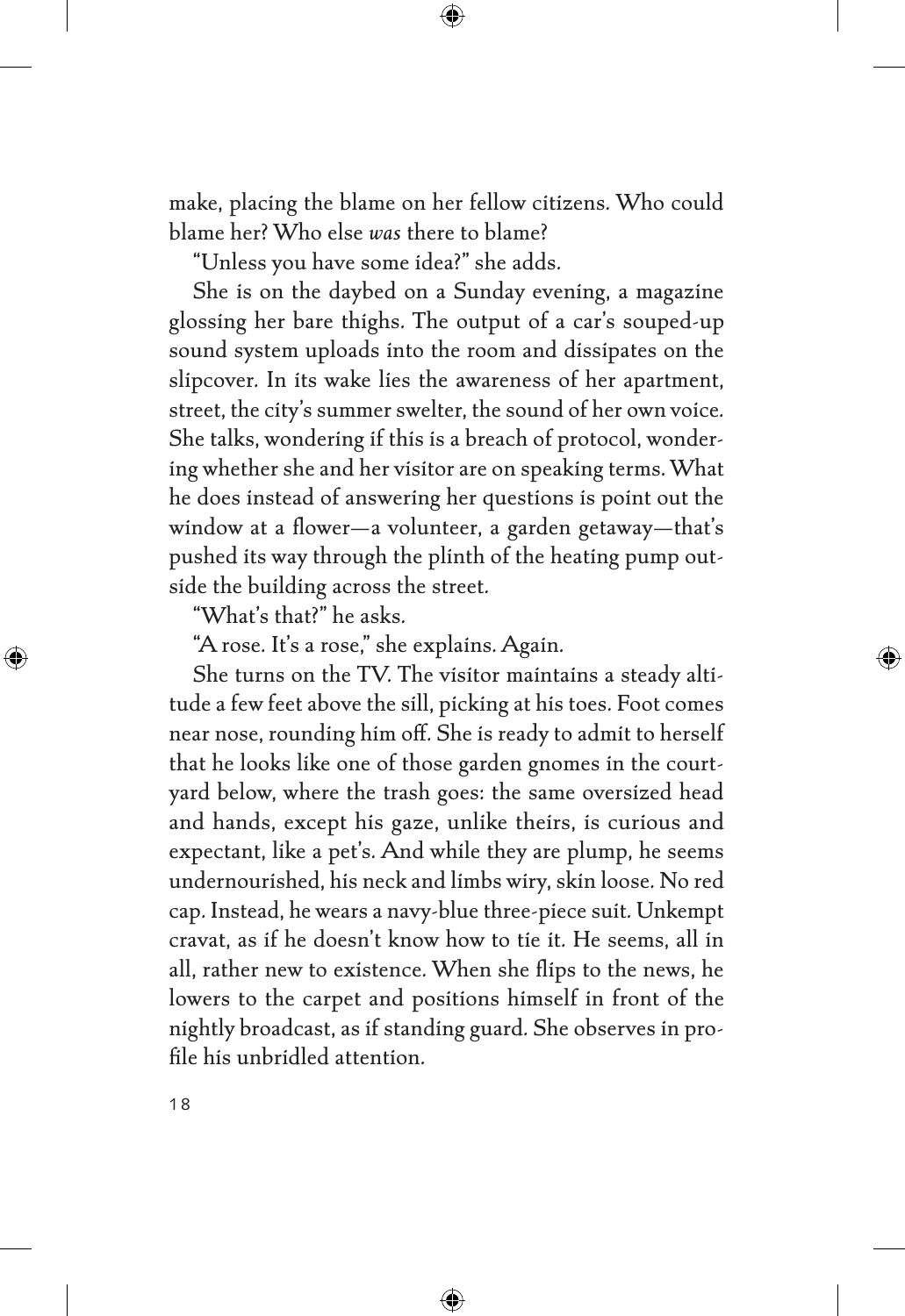make, placing the blame on her fellow citizens. Who could blame her? Who else *was* there to blame?

"Unless you have some idea?" she adds.

She is on the daybed on a Sunday evening, a magazine glossing her bare thighs. The output of a car's souped-up sound system uploads into the room and dissipates on the slipcover. In its wake lies the awareness of her apartment, street, the city's summer swelter, the sound of her own voice. She talks, wondering if this is a breach of protocol, wondering whether she and her visitor are on speaking terms. What he does instead of answering her questions is point out the window at a flower—a volunteer, a garden getaway—that's pushed its way through the plinth of the heating pump outside the building across the street.

"What's that?" he asks.

"A rose. It's a rose," she explains. Again.

She turns on the TV. The visitor maintains a steady altitude a few feet above the sill, picking at his toes. Foot comes near nose, rounding him off. She is ready to admit to herself that he looks like one of those garden gnomes in the courtyard below, where the trash goes: the same oversized head and hands, except his gaze, unlike theirs, is curious and expectant, like a pet's. And while they are plump, he seems undernourished, his neck and limbs wiry, skin loose. No red cap. Instead, he wears a navy-blue three-piece suit. Unkempt cravat, as if he doesn't know how to tie it. He seems, all in all, rather new to existence. When she flips to the news, he lowers to the carpet and positions himself in front of the nightly broadcast, as if standing guard. She observes in profile his unbridled attention.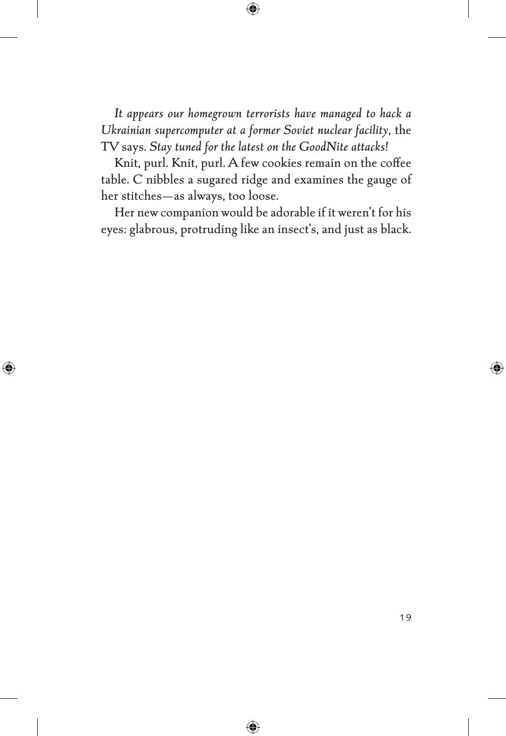*It appears our homegrown terrorists have managed to hack a Ukrainian supercomputer at a former Soviet nuclear facility,* the TV says. *Stay tuned for the latest on the GoodNite attacks!*

Knit, purl. Knit, purl. A few cookies remain on the coffee table. C nibbles a sugared ridge and examines the gauge of her stitches—as always, too loose.

Her new companion would be adorable if it weren't for his eyes: glabrous, protruding like an insect's, and just as black.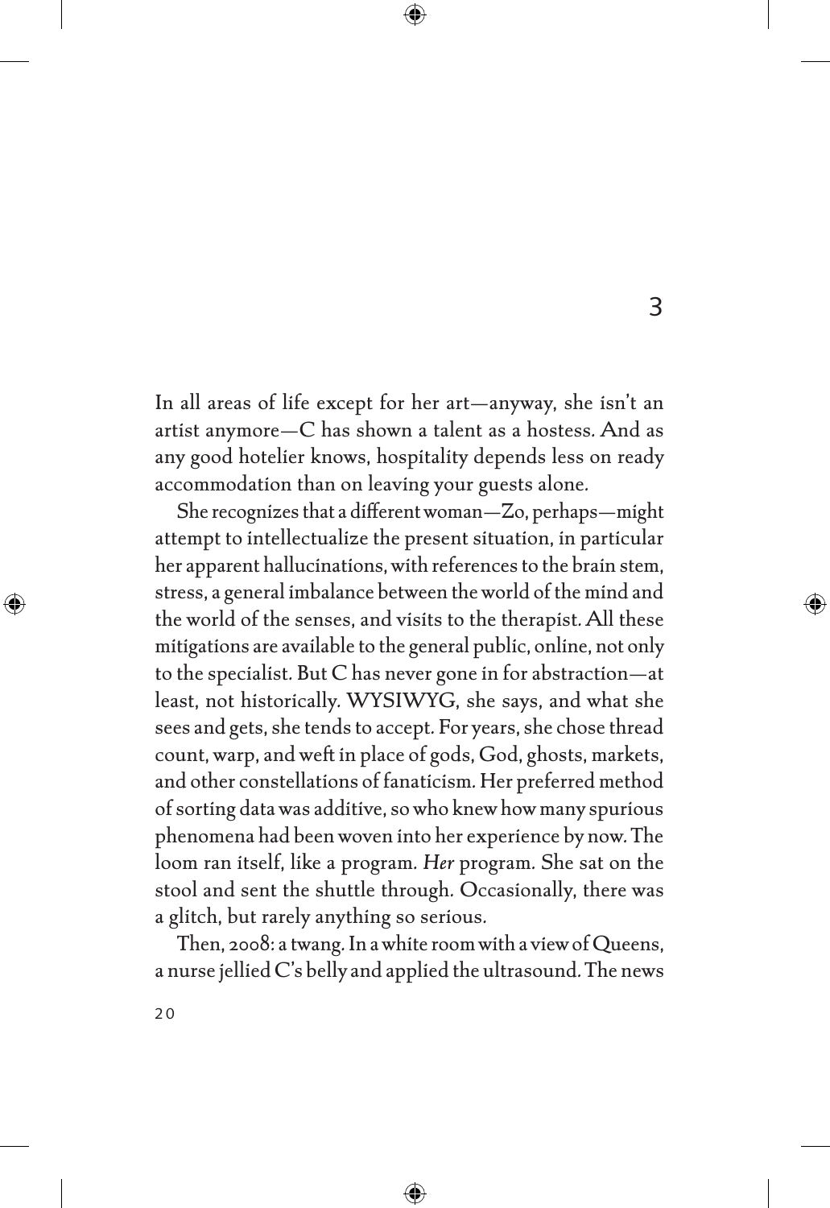# 3

In all areas of life except for her art—anyway, she isn't an artist anymore—C has shown a talent as a hostess. And as any good hotelier knows, hospitality depends less on ready accommodation than on leaving your guests alone.

She recognizes that a different woman—Zo, perhaps—might attempt to intellectualize the present situation, in particular her apparent hallucinations, with references to the brain stem, stress, a general imbalance between the world of the mind and the world of the senses, and visits to the therapist. All these mitigations are available to the general public, online, not only to the specialist. But C has never gone in for abstraction—at least, not historically. WYSIWYG, she says, and what she sees and gets, she tends to accept. For years, she chose thread count, warp, and weft in place of gods, God, ghosts, markets, and other constellations of fanaticism. Her preferred method of sorting data was additive, so who knew how many spurious phenomena had been woven into her experience by now. The loom ran itself, like a program. *Her* program. She sat on the stool and sent the shuttle through. Occasionally, there was a glitch, but rarely anything so serious.

Then, 2008: a twang. In a white room with a view of Queens, a nurse jellied C's belly and applied the ultrasound. The news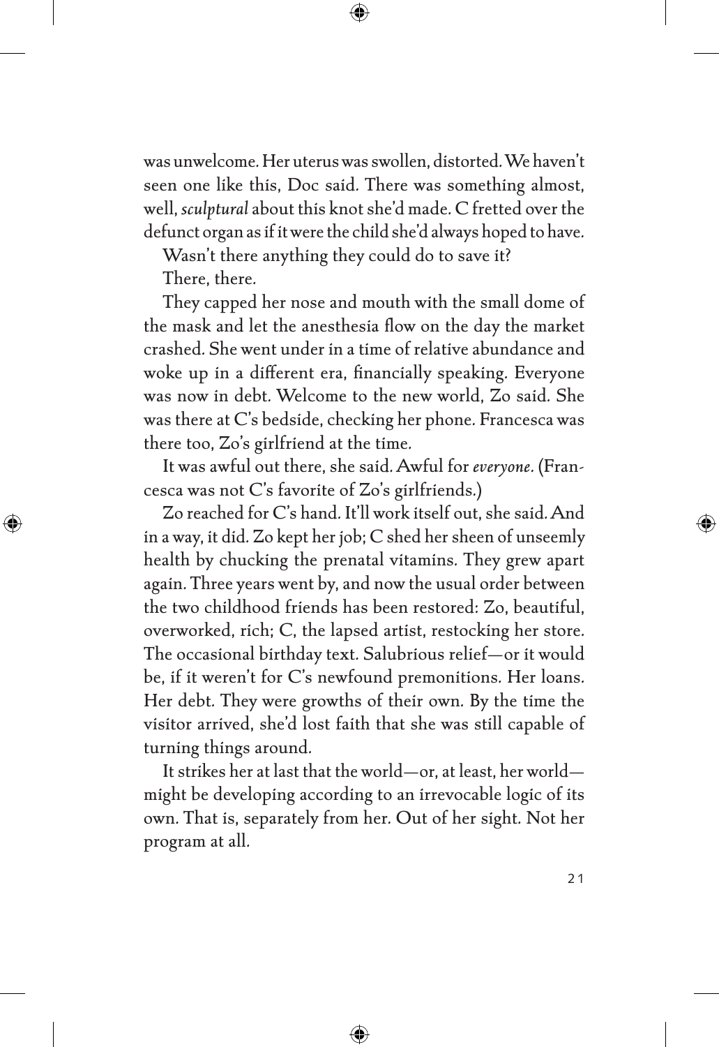was unwelcome. Her uterus was swollen, distorted. We haven't seen one like this, Doc said. There was something almost, well, *sculptural* about this knot she'd made. C fretted over the defunct organ as if it were the child she'd always hoped to have.

Wasn't there anything they could do to save it?

There, there.

They capped her nose and mouth with the small dome of the mask and let the anesthesia flow on the day the market crashed. She went under in a time of relative abundance and woke up in a different era, financially speaking. Everyone was now in debt. Welcome to the new world, Zo said. She was there at C's bedside, checking her phone. Francesca was there too, Zo's girlfriend at the time.

It was awful out there, she said. Awful for *everyone*. (Francesca was not C's favorite of Zo's girlfriends.)

Zo reached for C's hand. It'll work itself out, she said. And in a way, it did. Zo kept her job; C shed her sheen of unseemly health by chucking the prenatal vitamins. They grew apart again. Three years went by, and now the usual order between the two childhood friends has been restored: Zo, beautiful, overworked, rich; C, the lapsed artist, restocking her store. The occasional birthday text. Salubrious relief—or it would be, if it weren't for C's newfound premonitions. Her loans. Her debt. They were growths of their own. By the time the visitor arrived, she'd lost faith that she was still capable of turning things around.

It strikes her at last that the world—or, at least, her world—might be developing according to an irrevocable logic of its own. That is, separately from her. Out of her sight. Not her program at all.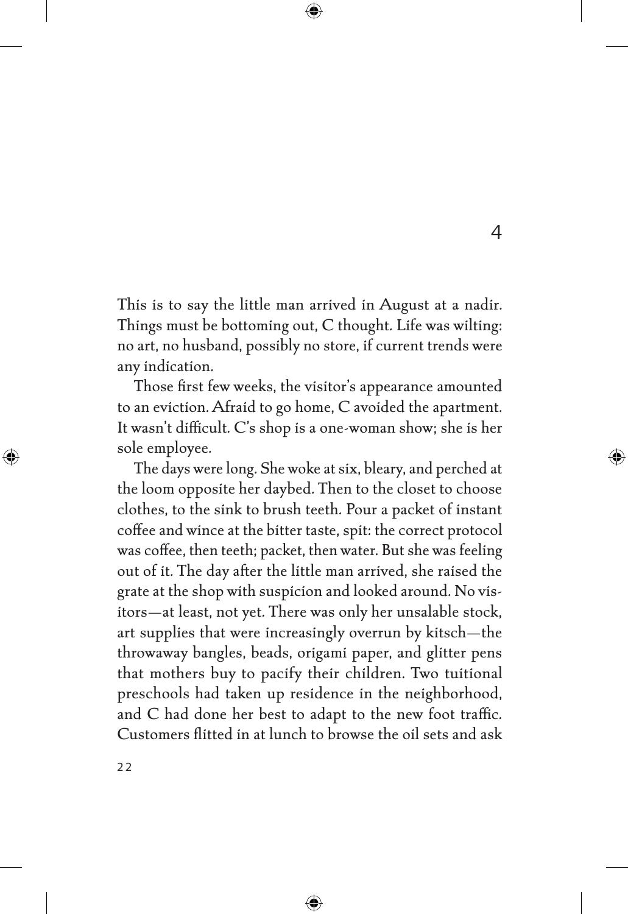## 4

This is to say the little man arrived in August at a nadir. Things must be bottoming out, C thought. Life was wilting: no art, no husband, possibly no store, if current trends were any indication.

Those first few weeks, the visitor's appearance amounted to an eviction. Afraid to go home, C avoided the apartment. It wasn't difficult. C's shop is a one-woman show; she is her sole employee.

The days were long. She woke at six, bleary, and perched at the loom opposite her daybed. Then to the closet to choose clothes, to the sink to brush teeth. Pour a packet of instant coffee and wince at the bitter taste, spit: the correct protocol was coffee, then teeth; packet, then water. But she was feeling out of it. The day after the little man arrived, she raised the grate at the shop with suspicion and looked around. No visitors—at least, not yet. There was only her unsalable stock, art supplies that were increasingly overrun by kitsch—the throwaway bangles, beads, origami paper, and glitter pens that mothers buy to pacify their children. Two tuitional preschools had taken up residence in the neighborhood, and C had done her best to adapt to the new foot traffic. Customers flitted in at lunch to browse the oil sets and ask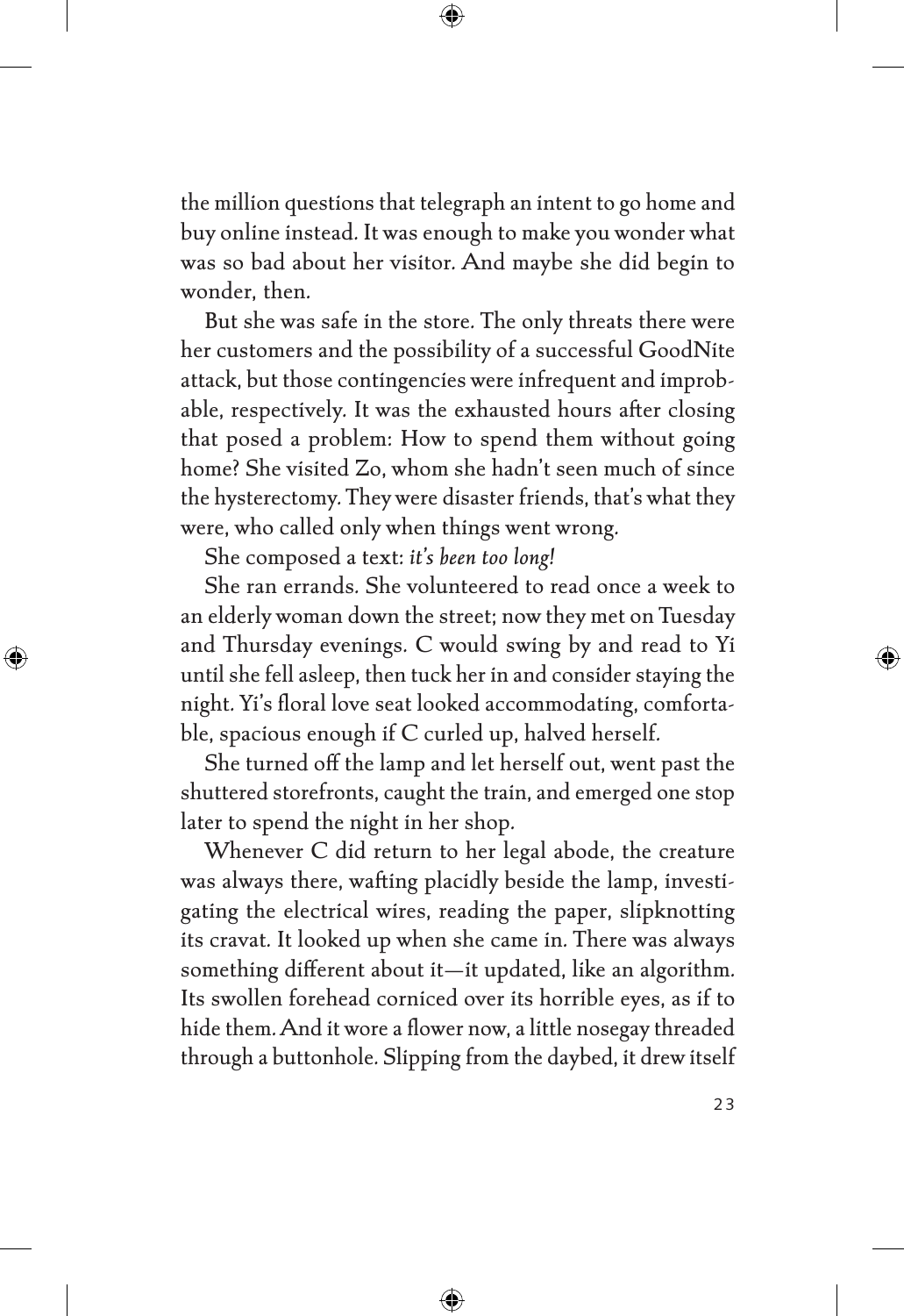the million questions that telegraph an intent to go home and buy online instead. It was enough to make you wonder what was so bad about her visitor. And maybe she did begin to wonder, then.

But she was safe in the store. The only threats there were her customers and the possibility of a successful GoodNite attack, but those contingencies were infrequent and improbable, respectively. It was the exhausted hours after closing that posed a problem: How to spend them without going home? She visited Zo, whom she hadn't seen much of since the hysterectomy. They were disaster friends, that's what they were, who called only when things went wrong.

She composed a text: *it's been too long!*

She ran errands. She volunteered to read once a week to an elderly woman down the street; now they met on Tuesday and Thursday evenings. C would swing by and read to Yi until she fell asleep, then tuck her in and consider staying the night. Yi's floral love seat looked accommodating, comfortable, spacious enough if C curled up, halved herself.

She turned off the lamp and let herself out, went past the shuttered storefronts, caught the train, and emerged one stop later to spend the night in her shop.

Whenever C did return to her legal abode, the creature was always there, wafting placidly beside the lamp, investigating the electrical wires, reading the paper, slipknotting its cravat. It looked up when she came in. There was always something different about it—it updated, like an algorithm. Its swollen forehead corniced over its horrible eyes, as if to hide them. And it wore a flower now, a little nosegay threaded through a buttonhole. Slipping from the daybed, it drew itself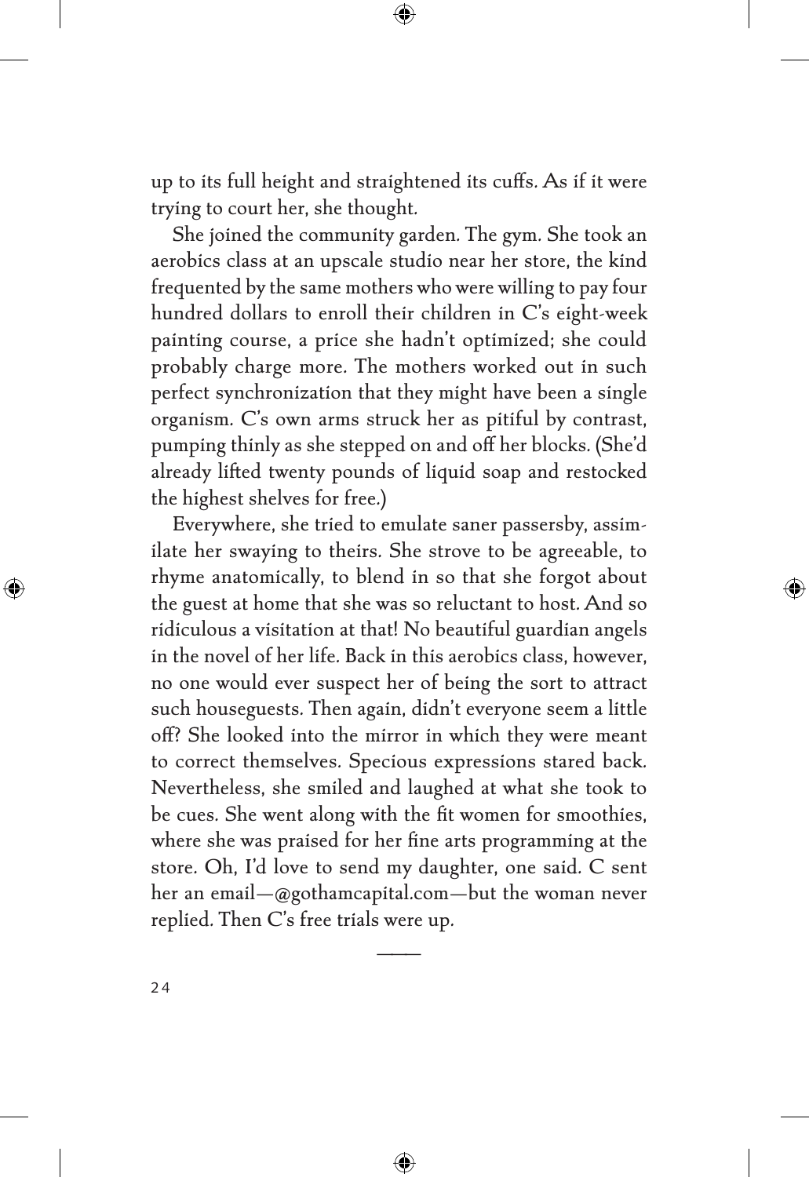up to its full height and straightened its cuffs. As if it were trying to court her, she thought.

She joined the community garden. The gym. She took an aerobics class at an upscale studio near her store, the kind frequented by the same mothers who were willing to pay four hundred dollars to enroll their children in C's eight-week painting course, a price she hadn't optimized; she could probably charge more. The mothers worked out in such perfect synchronization that they might have been a single organism. C's own arms struck her as pitiful by contrast, pumping thinly as she stepped on and off her blocks. (She'd already lifted twenty pounds of liquid soap and restocked the highest shelves for free.)

Everywhere, she tried to emulate saner passersby, assimilate her swaying to theirs. She strove to be agreeable, to rhyme anatomically, to blend in so that she forgot about the guest at home that she was so reluctant to host. And so ridiculous a visitation at that! No beautiful guardian angels in the novel of her life. Back in this aerobics class, however, no one would ever suspect her of being the sort to attract such houseguests. Then again, didn't everyone seem a little off? She looked into the mirror in which they were meant to correct themselves. Specious expressions stared back. Nevertheless, she smiled and laughed at what she took to be cues. She went along with the fit women for smoothies, where she was praised for her fine arts programming at the store. Oh, I'd love to send my daughter, one said. C sent her an email—@gothamcapital.com—but the woman never replied. Then C's free trials were up.

———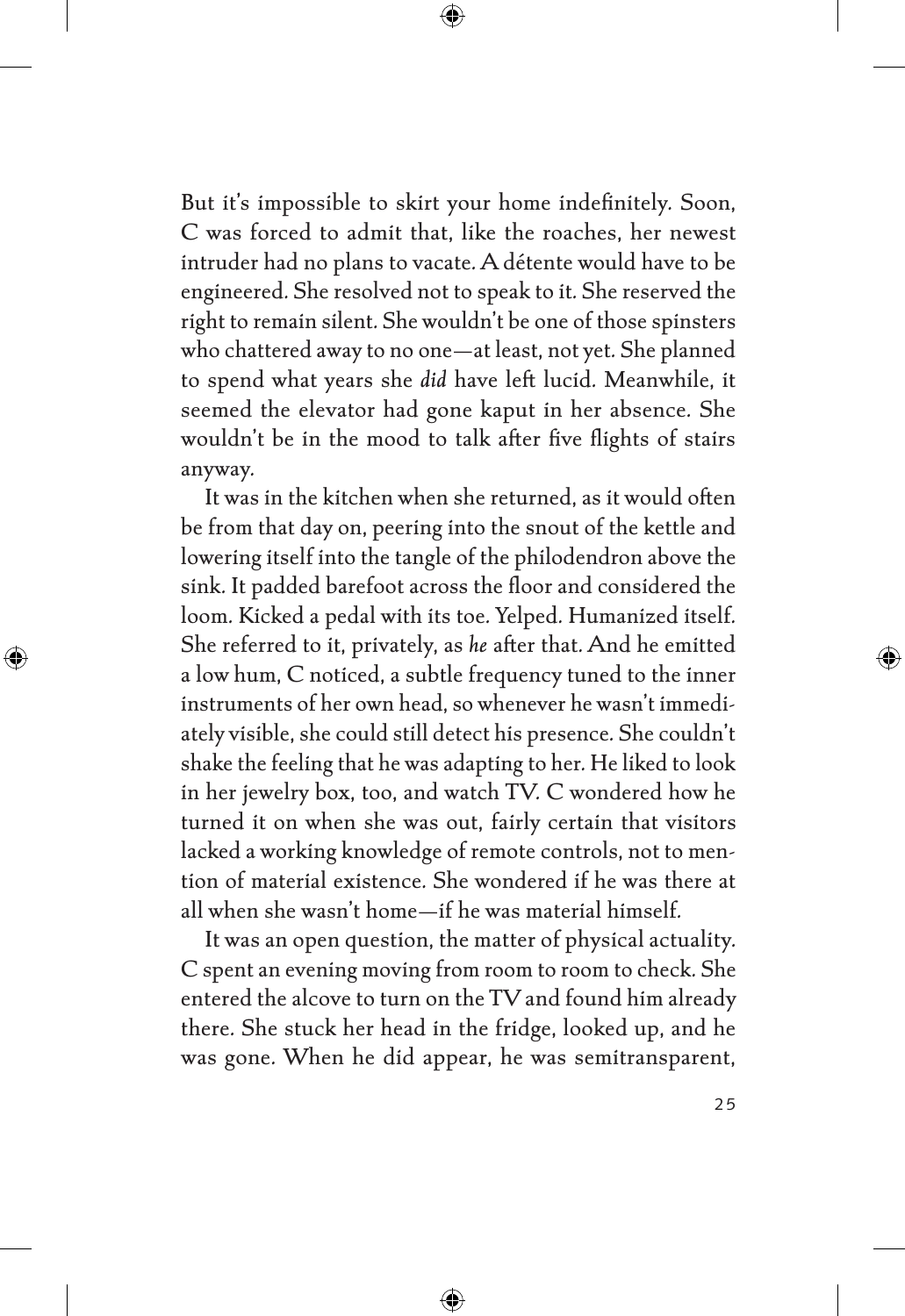But it's impossible to skirt your home indefinitely. Soon, C was forced to admit that, like the roaches, her newest intruder had no plans to vacate. A détente would have to be engineered. She resolved not to speak to it. She reserved the right to remain silent. She wouldn't be one of those spinsters who chattered away to no one—at least, not yet. She planned to spend what years she *did* have left lucid. Meanwhile, it seemed the elevator had gone kaput in her absence. She wouldn't be in the mood to talk after five flights of stairs anyway.

It was in the kitchen when she returned, as it would often be from that day on, peering into the snout of the kettle and lowering itself into the tangle of the philodendron above the sink. It padded barefoot across the floor and considered the loom. Kicked a pedal with its toe. Yelped. Humanized itself. She referred to it, privately, as *he* after that. And he emitted a low hum, C noticed, a subtle frequency tuned to the inner instruments of her own head, so whenever he wasn't immediately visible, she could still detect his presence. She couldn't shake the feeling that he was adapting to her. He liked to look in her jewelry box, too, and watch TV. C wondered how he turned it on when she was out, fairly certain that visitors lacked a working knowledge of remote controls, not to mention of material existence. She wondered if he was there at all when she wasn't home—if he was material himself.

It was an open question, the matter of physical actuality. C spent an evening moving from room to room to check. She entered the alcove to turn on the TV and found him already there. She stuck her head in the fridge, looked up, and he was gone. When he did appear, he was semitransparent,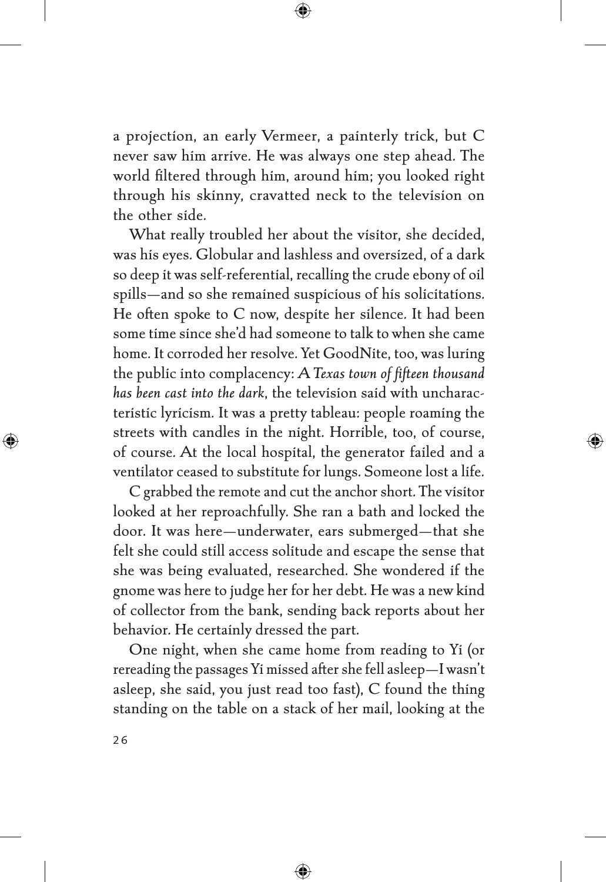a projection, an early Vermeer, a painterly trick, but C never saw him arrive. He was always one step ahead. The world filtered through him, around him; you looked right through his skinny, cravatted neck to the television on the other side.

What really troubled her about the visitor, she decided, was his eyes. Globular and lashless and oversized, of a dark so deep it was self-referential, recalling the crude ebony of oil spills—and so she remained suspicious of his solicitations. He often spoke to C now, despite her silence. It had been some time since she'd had someone to talk to when she came home. It corroded her resolve. Yet GoodNite, too, was luring the public into complacency: *A Texas town of fifteen thousand has been cast into the dark*, the television said with uncharacteristic lyricism. It was a pretty tableau: people roaming the streets with candles in the night. Horrible, too, of course, of course. At the local hospital, the generator failed and a ventilator ceased to substitute for lungs. Someone lost a life.

C grabbed the remote and cut the anchor short. The visitor looked at her reproachfully. She ran a bath and locked the door. It was here—underwater, ears submerged—that she felt she could still access solitude and escape the sense that she was being evaluated, researched. She wondered if the gnome was here to judge her for her debt. He was a new kind of collector from the bank, sending back reports about her behavior. He certainly dressed the part.

One night, when she came home from reading to Yi (or rereading the passages Yi missed after she fell asleep—I wasn't asleep, she said, you just read too fast), C found the thing standing on the table on a stack of her mail, looking at the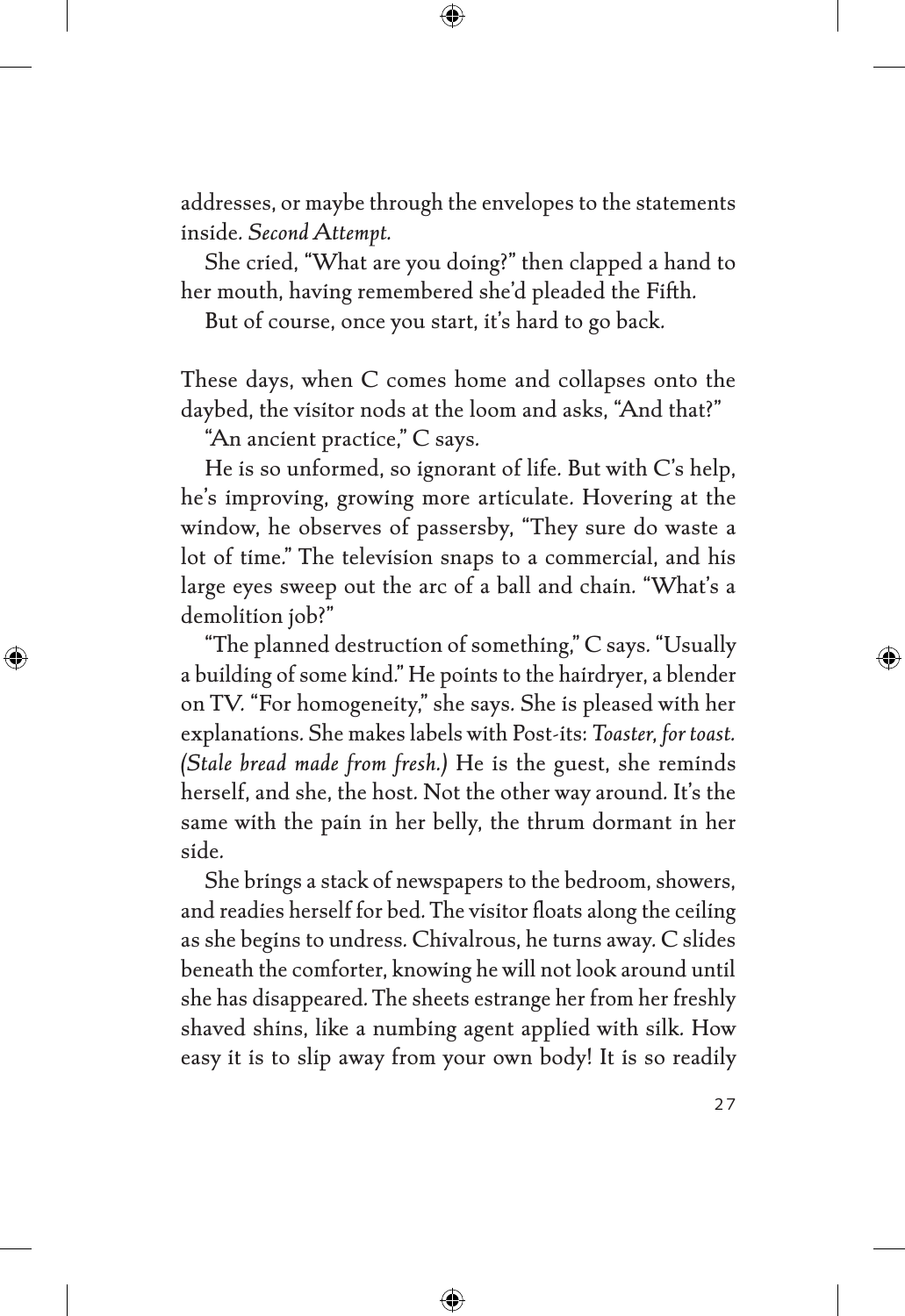addresses, or maybe through the envelopes to the statements inside. *Second Attempt.*

She cried, "What are you doing?" then clapped a hand to her mouth, having remembered she'd pleaded the Fifth.

But of course, once you start, it's hard to go back.

These days, when C comes home and collapses onto the daybed, the visitor nods at the loom and asks, "And that?"

"An ancient practice," C says.

He is so unformed, so ignorant of life. But with C's help, he's improving, growing more articulate. Hovering at the window, he observes of passersby, "They sure do waste a lot of time." The television snaps to a commercial, and his large eyes sweep out the arc of a ball and chain. "What's a demolition job?"

"The planned destruction of something," C says. "Usually a building of some kind." He points to the hairdryer, a blender on TV. "For homogeneity," she says. She is pleased with her explanations. She makes labels with Post-its: *Toaster, for toast. (Stale bread made from fresh.)* He is the guest, she reminds herself, and she, the host. Not the other way around. It's the same with the pain in her belly, the thrum dormant in her side.

She brings a stack of newspapers to the bedroom, showers, and readies herself for bed. The visitor floats along the ceiling as she begins to undress. Chivalrous, he turns away. C slides beneath the comforter, knowing he will not look around until she has disappeared. The sheets estrange her from her freshly shaved shins, like a numbing agent applied with silk. How easy it is to slip away from your own body! It is so readily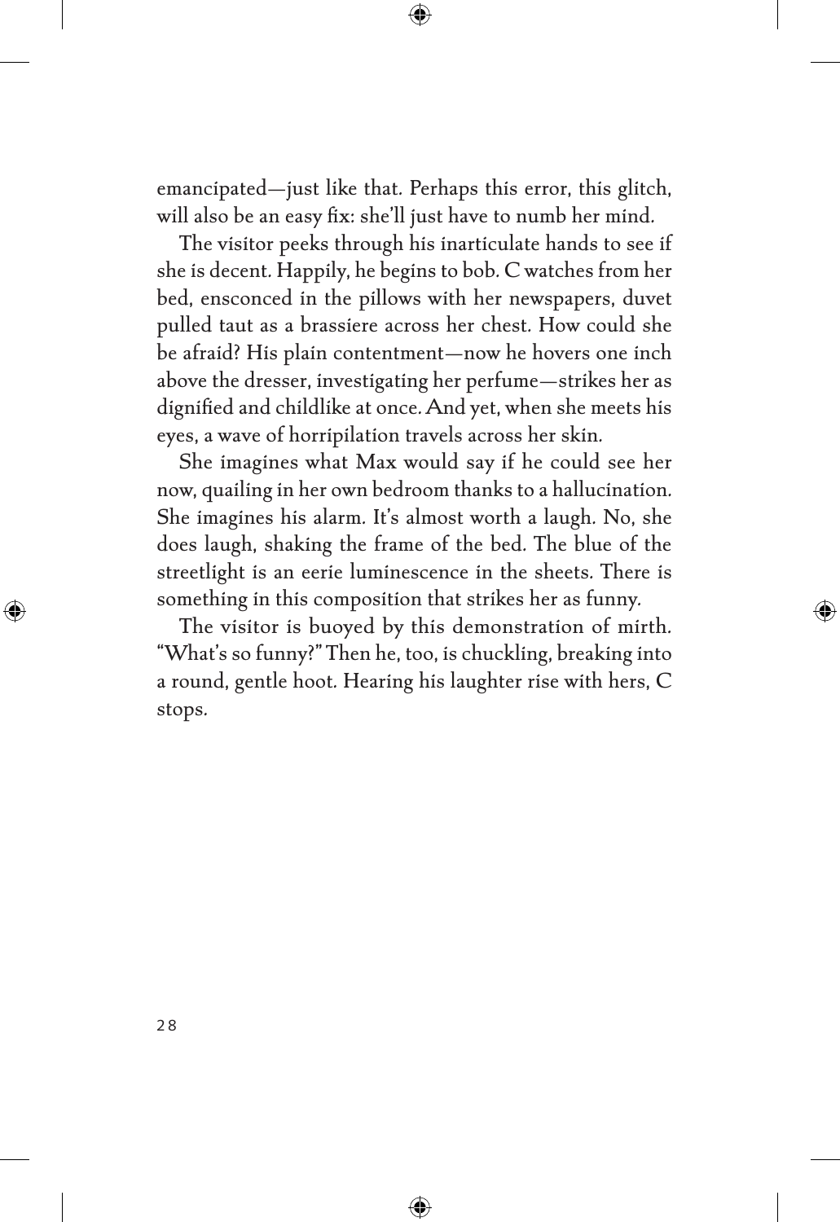emancipated—just like that. Perhaps this error, this glitch, will also be an easy fix: she'll just have to numb her mind.

The visitor peeks through his inarticulate hands to see if she is decent. Happily, he begins to bob. C watches from her bed, ensconced in the pillows with her newspapers, duvet pulled taut as a brassiere across her chest. How could she be afraid? His plain contentment—now he hovers one inch above the dresser, investigating her perfume—strikes her as dignified and childlike at once. And yet, when she meets his eyes, a wave of horripilation travels across her skin.

She imagines what Max would say if he could see her now, quailing in her own bedroom thanks to a hallucination. She imagines his alarm. It's almost worth a laugh. No, she does laugh, shaking the frame of the bed. The blue of the streetlight is an eerie luminescence in the sheets. There is something in this composition that strikes her as funny.

The visitor is buoyed by this demonstration of mirth. "What's so funny?" Then he, too, is chuckling, breaking into a round, gentle hoot. Hearing his laughter rise with hers, C stops.